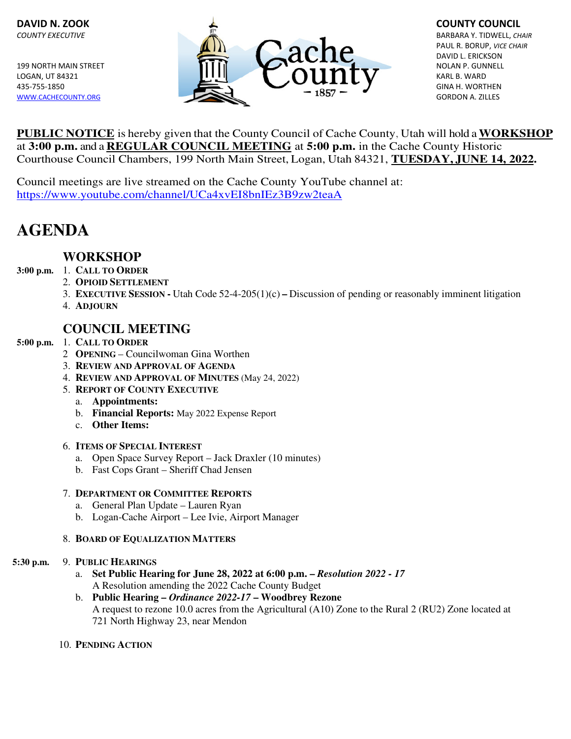**DAVID N. ZOOK**
*COUNTY EXECUTIVE*

199 NORTH MAIN STREET
LOGAN, UT 84321
435-755-1850
WWW.CACHECOUNTY.ORG

Cache County
– 1857 –

**COUNTY COUNCIL**
BARBARA Y. TIDWELL, *CHAIR*
PAUL R. BORUP, *VICE CHAIR*
DAVID L. ERICKSON
NOLAN P. GUNNELL
KARL B. WARD
GINA H. WORTHEN
GORDON A. ZILLES

**PUBLIC NOTICE** is hereby given that the County Council of Cache County, Utah will hold a **WORKSHOP** at **3:00 p.m.** and a **REGULAR COUNCIL MEETING** at **5:00 p.m.** in the Cache County Historic Courthouse Council Chambers, 199 North Main Street, Logan, Utah 84321, **TUESDAY, JUNE 14, 2022.**

Council meetings are live streamed on the Cache County YouTube channel at:
https://www.youtube.com/channel/UCa4xvEI8bnIEz3B9zw2teaA

# AGENDA

## WORKSHOP

**3:00 p.m.**

1. **CALL TO ORDER**
2. **OPIOID SETTLEMENT**
3. **EXECUTIVE SESSION -** Utah Code 52-4-205(1)(c) **–** Discussion of pending or reasonably imminent litigation
4. **ADJOURN**

## COUNCIL MEETING

**5:00 p.m.**

1. **CALL TO ORDER**
2. **OPENING** – Councilwoman Gina Worthen
3. **REVIEW AND APPROVAL OF AGENDA**
4. **REVIEW AND APPROVAL OF MINUTES** (May 24, 2022)
5. **REPORT OF COUNTY EXECUTIVE**
   a. **Appointments:**
   b. **Financial Reports:** May 2022 Expense Report
   c. **Other Items:**

6. **ITEMS OF SPECIAL INTEREST**
   a. Open Space Survey Report – Jack Draxler (10 minutes)
   b. Fast Cops Grant – Sheriff Chad Jensen

7. **DEPARTMENT OR COMMITTEE REPORTS**
   a. General Plan Update – Lauren Ryan
   b. Logan-Cache Airport – Lee Ivie, Airport Manager

8. **BOARD OF EQUALIZATION MATTERS**

**5:30 p.m.**

9. **PUBLIC HEARINGS**
   a. **Set Public Hearing for June 28, 2022 at 6:00 p.m. –** ***Resolution 2022 - 17***
      A Resolution amending the 2022 Cache County Budget
   b. **Public Hearing –** ***Ordinance 2022-17*** **– Woodbrey Rezone**
      A request to rezone 10.0 acres from the Agricultural (A10) Zone to the Rural 2 (RU2) Zone located at 721 North Highway 23, near Mendon

10. **PENDING ACTION**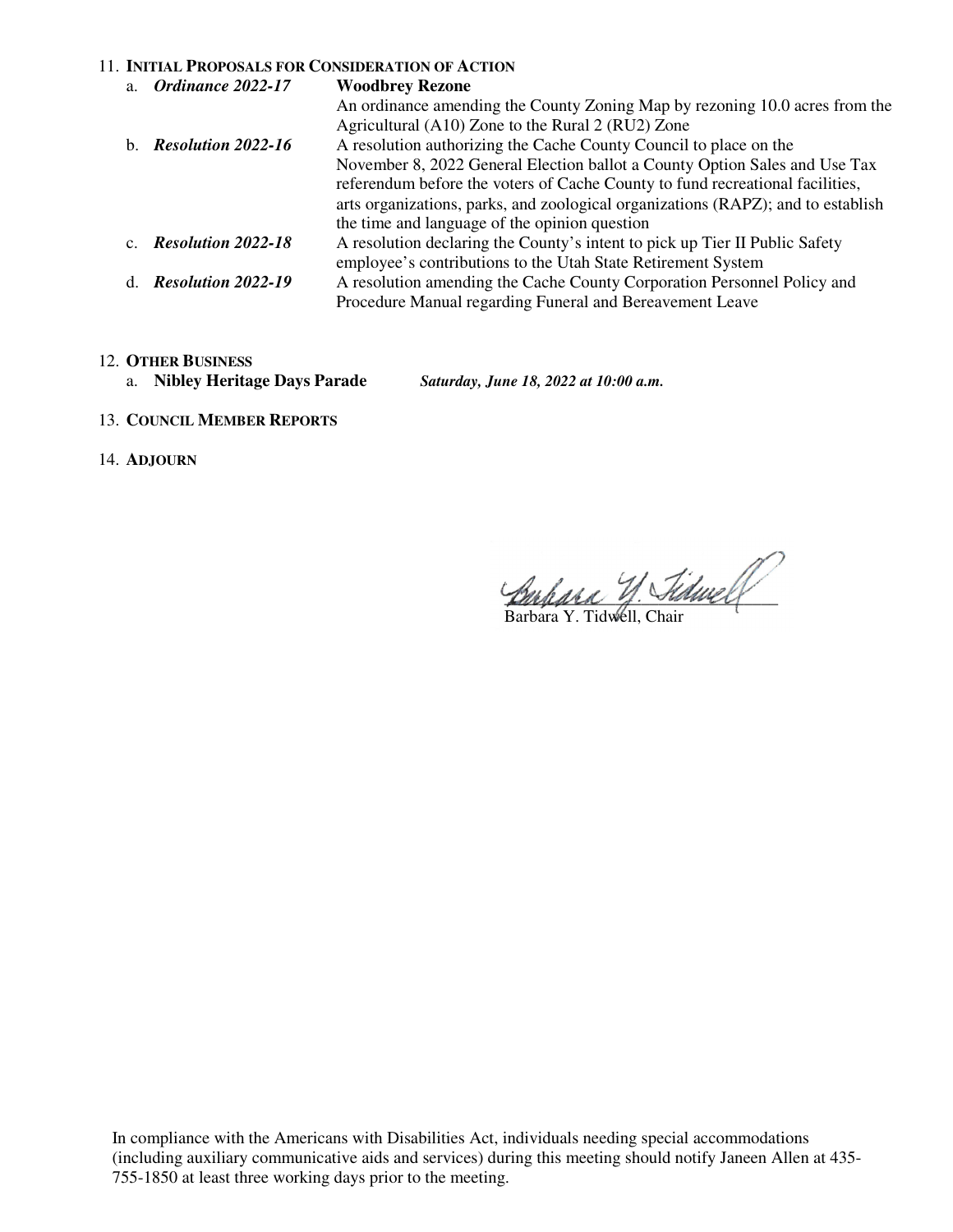11. **INITIAL PROPOSALS FOR CONSIDERATION OF ACTION**
    a. ***Ordinance 2022-17*** **Woodbrey Rezone**
    An ordinance amending the County Zoning Map by rezoning 10.0 acres from the Agricultural (A10) Zone to the Rural 2 (RU2) Zone
    b. ***Resolution 2022-16*** A resolution authorizing the Cache County Council to place on the November 8, 2022 General Election ballot a County Option Sales and Use Tax referendum before the voters of Cache County to fund recreational facilities, arts organizations, parks, and zoological organizations (RAPZ); and to establish the time and language of the opinion question
    c. ***Resolution 2022-18*** A resolution declaring the County's intent to pick up Tier II Public Safety employee's contributions to the Utah State Retirement System
    d. ***Resolution 2022-19*** A resolution amending the Cache County Corporation Personnel Policy and Procedure Manual regarding Funeral and Bereavement Leave

12. **OTHER BUSINESS**
    a. **Nibley Heritage Days Parade** ***Saturday, June 18, 2022 at 10:00 a.m.***

13. **COUNCIL MEMBER REPORTS**

14. **ADJOURN**

Barbara Y. Tidwell
Barbara Y. Tidwell, Chair

In compliance with the Americans with Disabilities Act, individuals needing special accommodations (including auxiliary communicative aids and services) during this meeting should notify Janeen Allen at 435-755-1850 at least three working days prior to the meeting.